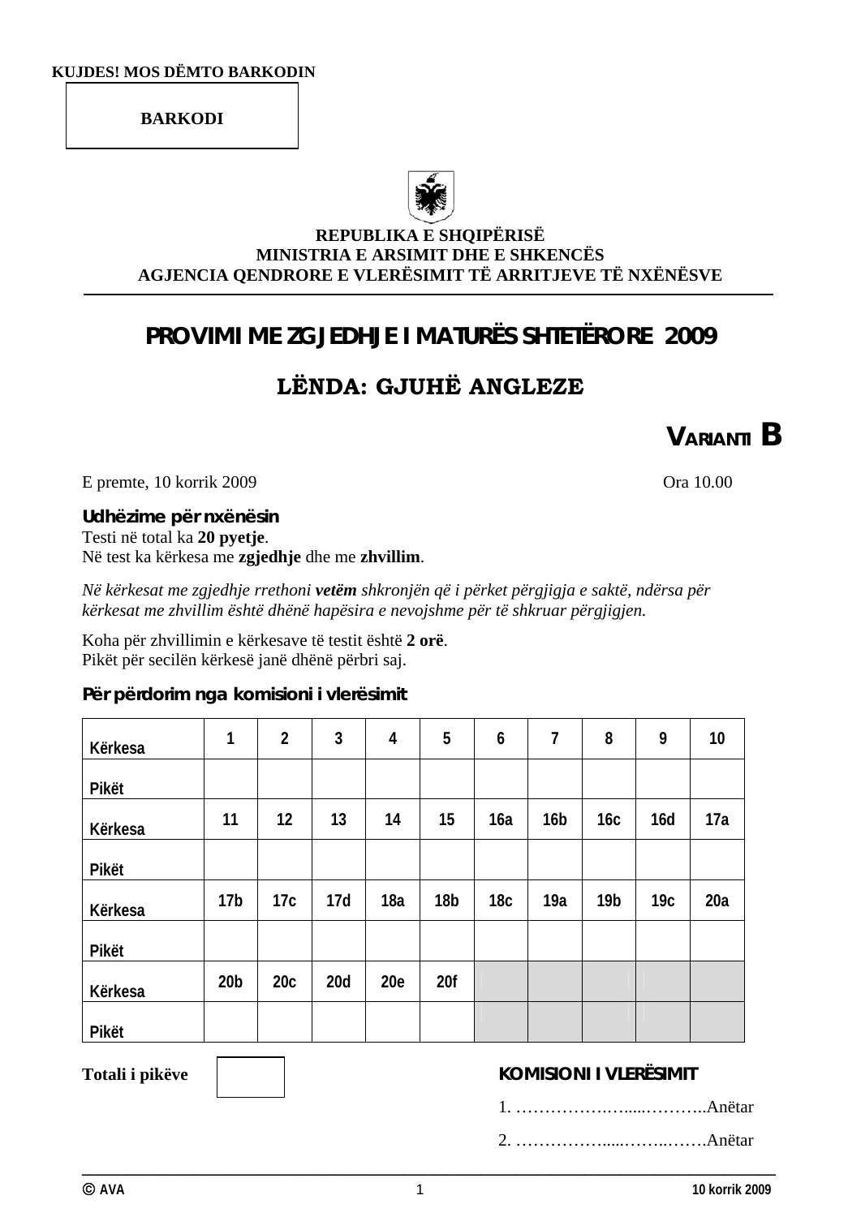KUJDES! MOS DËMTO BARKODIN

BARKODI

REPUBLIKA E SHQIPËRISË
MINISTRIA E ARSIMIT DHE E SHKENCËS
AGJENCIA QENDRORE E VLERËSIMIT TË ARRITJEVE TË NXËNËSVE

# PROVIMI ME ZGJEDHJE I MATURËS SHTETËRORE 2009

## LËNDA: GJUHË ANGLEZE

### VARIANTI B

E premte, 10 korrik 2009 Ora 10.00

**Udhëzime për nxënësin**
Testi në total ka **20 pyetje**.
Në test ka kërkesa me **zgjedhje** dhe me **zhvillim**.

*Në kërkesat me zgjedhje rrethoni **vetëm** shkronjën që i përket përgjigja e saktë, ndërsa për kërkesat me zhvillim është dhënë hapësira e nevojshme për të shkruar përgjigjen.*

Koha për zhvillimin e kërkesave të testit është **2 orë**.
Pikët për secilën kërkesë janë dhënë përbri saj.

**Për përdorim nga komisioni i vlerësimit**

| | | | | | | | | | | |
|---|---|---|---|---|---|---|---|---|---|---|
| Kërkesa | 1 | 2 | 3 | 4 | 5 | 6 | 7 | 8 | 9 | 10 |
| Pikët | | | | | | | | | | |
| Kërkesa | 11 | 12 | 13 | 14 | 15 | 16a | 16b | 16c | 16d | 17a |
| Pikët | | | | | | | | | | |
| Kërkesa | 17b | 17c | 17d | 18a | 18b | 18c | 19a | 19b | 19c | 20a |
| Pikët | | | | | | | | | | |
| Kërkesa | 20b | 20c | 20d | 20e | 20f | | | | | |
| Pikët | | | | | | | | | | |

**Totali i pikëve**

**KOMISIONI I VLERËSIMIT**

1. ……………….…....………..Anëtar
2. ……………….....……..…….Anëtar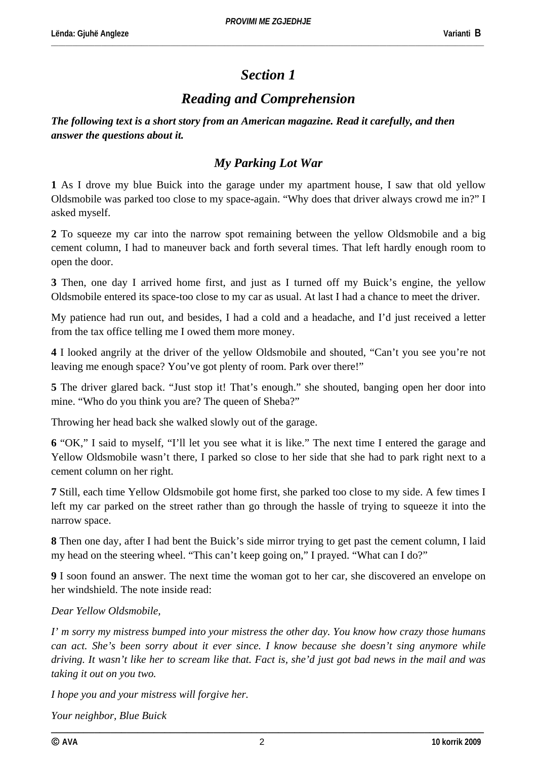## *Section 1*

## *Reading and Comprehension*

***The following text is a short story from an American magazine. Read it carefully, and then answer the questions about it.***

### *My Parking Lot War*

**1** As I drove my blue Buick into the garage under my apartment house, I saw that old yellow Oldsmobile was parked too close to my space-again. “Why does that driver always crowd me in?” I asked myself.

**2** To squeeze my car into the narrow spot remaining between the yellow Oldsmobile and a big cement column, I had to maneuver back and forth several times. That left hardly enough room to open the door.

**3** Then, one day I arrived home first, and just as I turned off my Buick’s engine, the yellow Oldsmobile entered its space-too close to my car as usual. At last I had a chance to meet the driver.

My patience had run out, and besides, I had a cold and a headache, and I’d just received a letter from the tax office telling me I owed them more money.

**4** I looked angrily at the driver of the yellow Oldsmobile and shouted, “Can’t you see you’re not leaving me enough space? You’ve got plenty of room. Park over there!”

**5** The driver glared back. “Just stop it! That’s enough.” she shouted, banging open her door into mine. “Who do you think you are? The queen of Sheba?”

Throwing her head back she walked slowly out of the garage.

**6** “OK,” I said to myself, “I’ll let you see what it is like.” The next time I entered the garage and Yellow Oldsmobile wasn’t there, I parked so close to her side that she had to park right next to a cement column on her right.

**7** Still, each time Yellow Oldsmobile got home first, she parked too close to my side. A few times I left my car parked on the street rather than go through the hassle of trying to squeeze it into the narrow space.

**8** Then one day, after I had bent the Buick’s side mirror trying to get past the cement column, I laid my head on the steering wheel. “This can’t keep going on,” I prayed. “What can I do?”

**9** I soon found an answer. The next time the woman got to her car, she discovered an envelope on her windshield. The note inside read:

*Dear Yellow Oldsmobile,*

*I’ m sorry my mistress bumped into your mistress the other day. You know how crazy those humans can act. She’s been sorry about it ever since. I know because she doesn’t sing anymore while driving. It wasn’t like her to scream like that. Fact is, she’d just got bad news in the mail and was taking it out on you two.*

*I hope you and your mistress will forgive her.*

*Your neighbor, Blue Buick*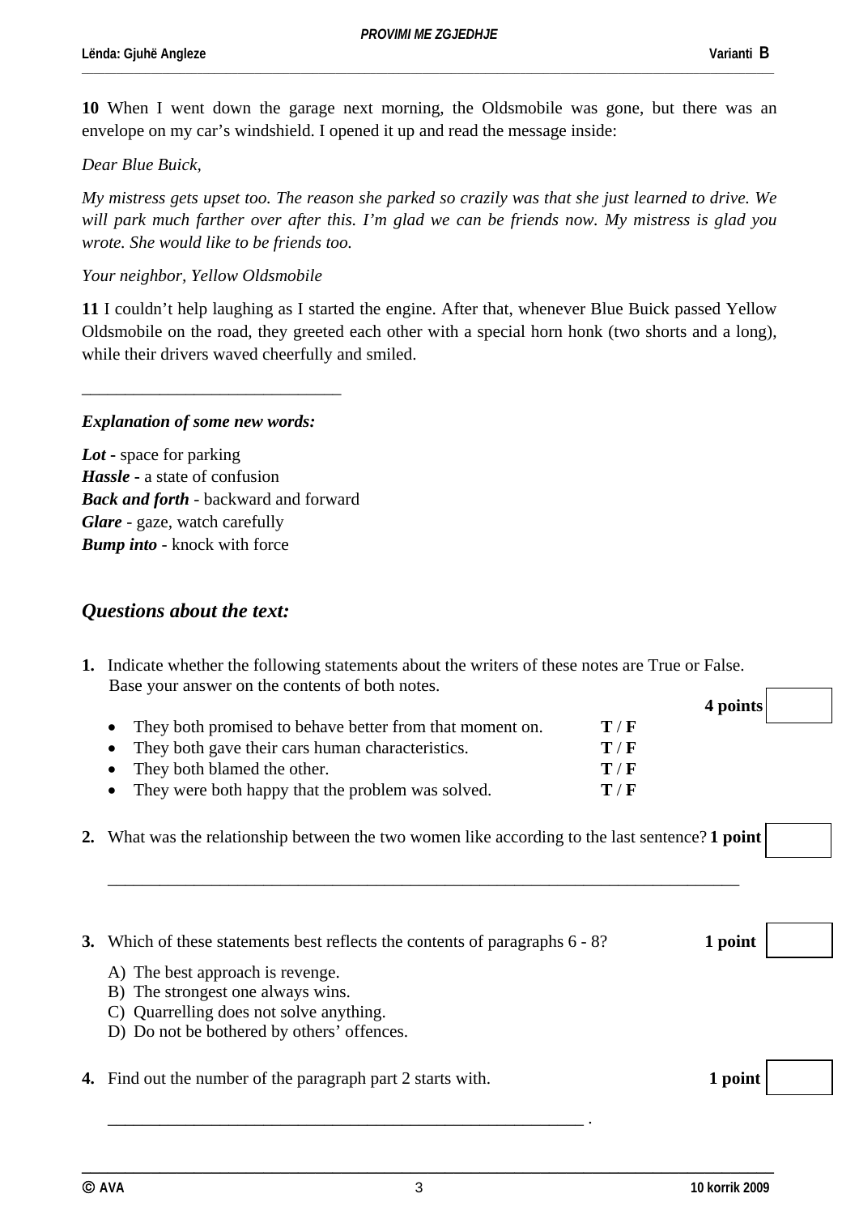**10** When I went down the garage next morning, the Oldsmobile was gone, but there was an envelope on my car's windshield. I opened it up and read the message inside:

*Dear Blue Buick,*

*My mistress gets upset too. The reason she parked so crazily was that she just learned to drive. We will park much farther over after this. I'm glad we can be friends now. My mistress is glad you wrote. She would like to be friends too.*

*Your neighbor, Yellow Oldsmobile*

**11** I couldn't help laughing as I started the engine. After that, whenever Blue Buick passed Yellow Oldsmobile on the road, they greeted each other with a special horn honk (two shorts and a long), while their drivers waved cheerfully and smiled.

______________________________

***Explanation of some new words:***

***Lot*** - space for parking
***Hassle*** - a state of confusion
***Back and forth*** - backward and forward
***Glare*** - gaze, watch carefully
***Bump into*** - knock with force

## *Questions about the text:*

**1.** Indicate whether the following statements about the writers of these notes are True or False. Base your answer on the contents of both notes. **4 points**

- They both promised to behave better from that moment on. **T** / **F**
- They both gave their cars human characteristics. **T** / **F**
- They both blamed the other. **T** / **F**
- They were both happy that the problem was solved. **T** / **F**

**2.** What was the relationship between the two women like according to the last sentence? **1 point**

______________________________________________________________________________

**3.** Which of these statements best reflects the contents of paragraphs 6 - 8? **1 point**

A) The best approach is revenge.
B) The strongest one always wins.
C) Quarrelling does not solve anything.
D) Do not be bothered by others' offences.

**4.** Find out the number of the paragraph part 2 starts with. **1 point**

__________________________________________________________ .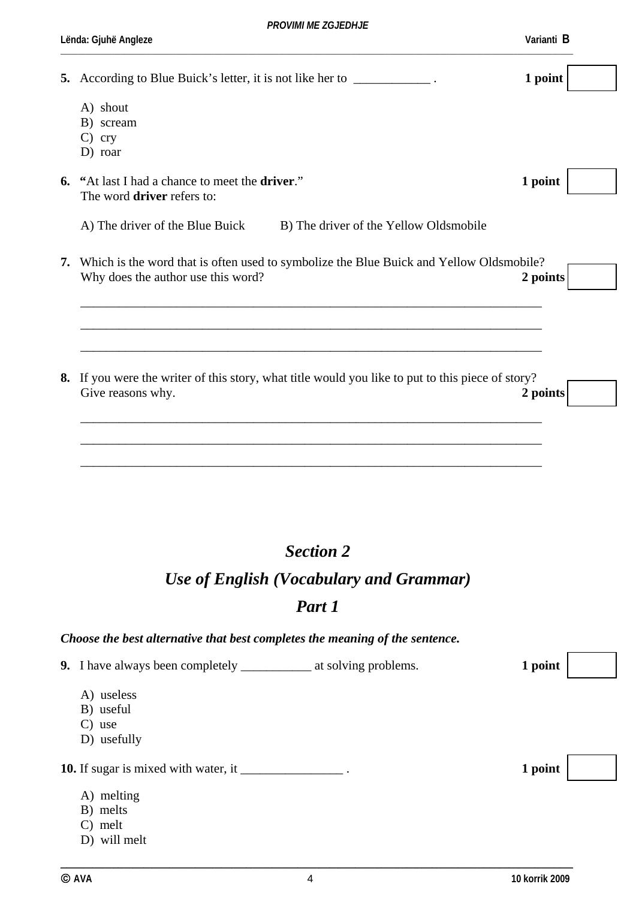**5.** According to Blue Buick's letter, it is not like her to ____________ . **1 point**

A) shout
B) scream
C) cry
D) roar

**6.** **"**At last I had a chance to meet the **driver**." **1 point**
The word **driver** refers to:

A) The driver of the Blue Buick B) The driver of the Yellow Oldsmobile

**7.** Which is the word that is often used to symbolize the Blue Buick and Yellow Oldsmobile? Why does the author use this word? **2 points**

_______________________________________________________________________

_______________________________________________________________________

_______________________________________________________________________

**8.** If you were the writer of this story, what title would you like to put to this piece of story? Give reasons why. **2 points**

_______________________________________________________________________

_______________________________________________________________________

_______________________________________________________________________

# *Section 2*

## *Use of English (Vocabulary and Grammar)*

### *Part 1*

***Choose the best alternative that best completes the meaning of the sentence.***

**9.** I have always been completely ___________ at solving problems. **1 point**

A) useless
B) useful
C) use
D) usefully

**10.** If sugar is mixed with water, it ________________ . **1 point**

A) melting
B) melts
C) melt
D) will melt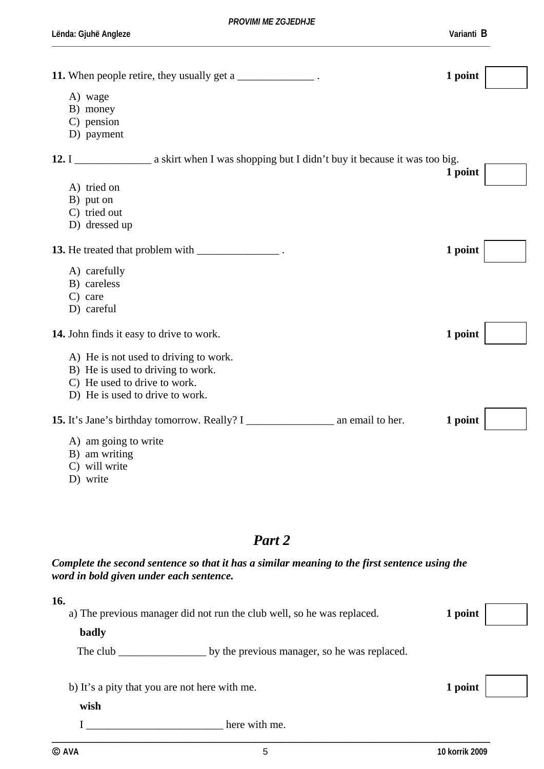**11.** When people retire, they usually get a ______________ . **1 point**

A) wage
B) money
C) pension
D) payment

**12.** I ______________ a skirt when I was shopping but I didn't buy it because it was too big. **1 point**

A) tried on
B) put on
C) tried out
D) dressed up

**13.** He treated that problem with _______________ . **1 point**

A) carefully
B) careless
C) care
D) careful

**14.** John finds it easy to drive to work. **1 point**

A) He is not used to driving to work.
B) He is used to driving to work.
C) He used to drive to work.
D) He is used to drive to work.

**15.** It's Jane's birthday tomorrow. Really? I ________________ an email to her. **1 point**

A) am going to write
B) am writing
C) will write
D) write

## *Part 2*

***Complete the second sentence so that it has a similar meaning to the first sentence using the word in bold given under each sentence.***

**16.**

a) The previous manager did not run the club well, so he was replaced. **1 point**

**badly**

The club ________________ by the previous manager, so he was replaced.

b) It's a pity that you are not here with me. **1 point**

**wish**

I _________________________ here with me.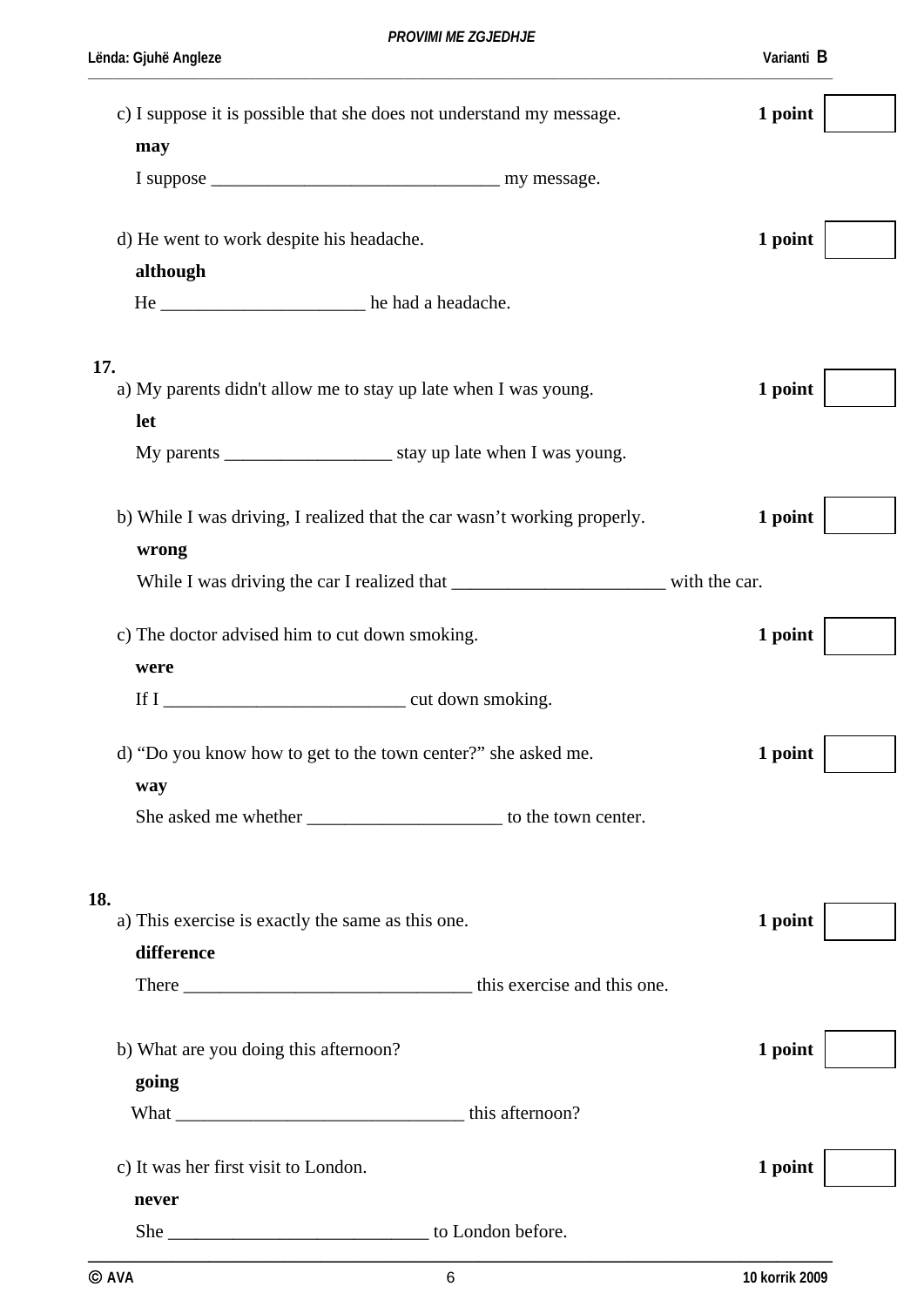c) I suppose it is possible that she does not understand my message. **1 point**

**may**

I suppose _______________________________ my message.

d) He went to work despite his headache. **1 point**

**although**

He ______________________ he had a headache.

**17.**

a) My parents didn't allow me to stay up late when I was young. **1 point**

**let**

My parents __________________ stay up late when I was young.

b) While I was driving, I realized that the car wasn't working properly. **1 point**

**wrong**

While I was driving the car I realized that _______________________ with the car.

c) The doctor advised him to cut down smoking. **1 point**

**were**

If I __________________________ cut down smoking.

d) "Do you know how to get to the town center?" she asked me. **1 point**

**way**

She asked me whether _____________________ to the town center.

**18.**

a) This exercise is exactly the same as this one. **1 point**

**difference**

There _______________________________ this exercise and this one.

b) What are you doing this afternoon? **1 point**

**going**

What _______________________________ this afternoon?

c) It was her first visit to London. **1 point**

**never**

She ____________________________ to London before.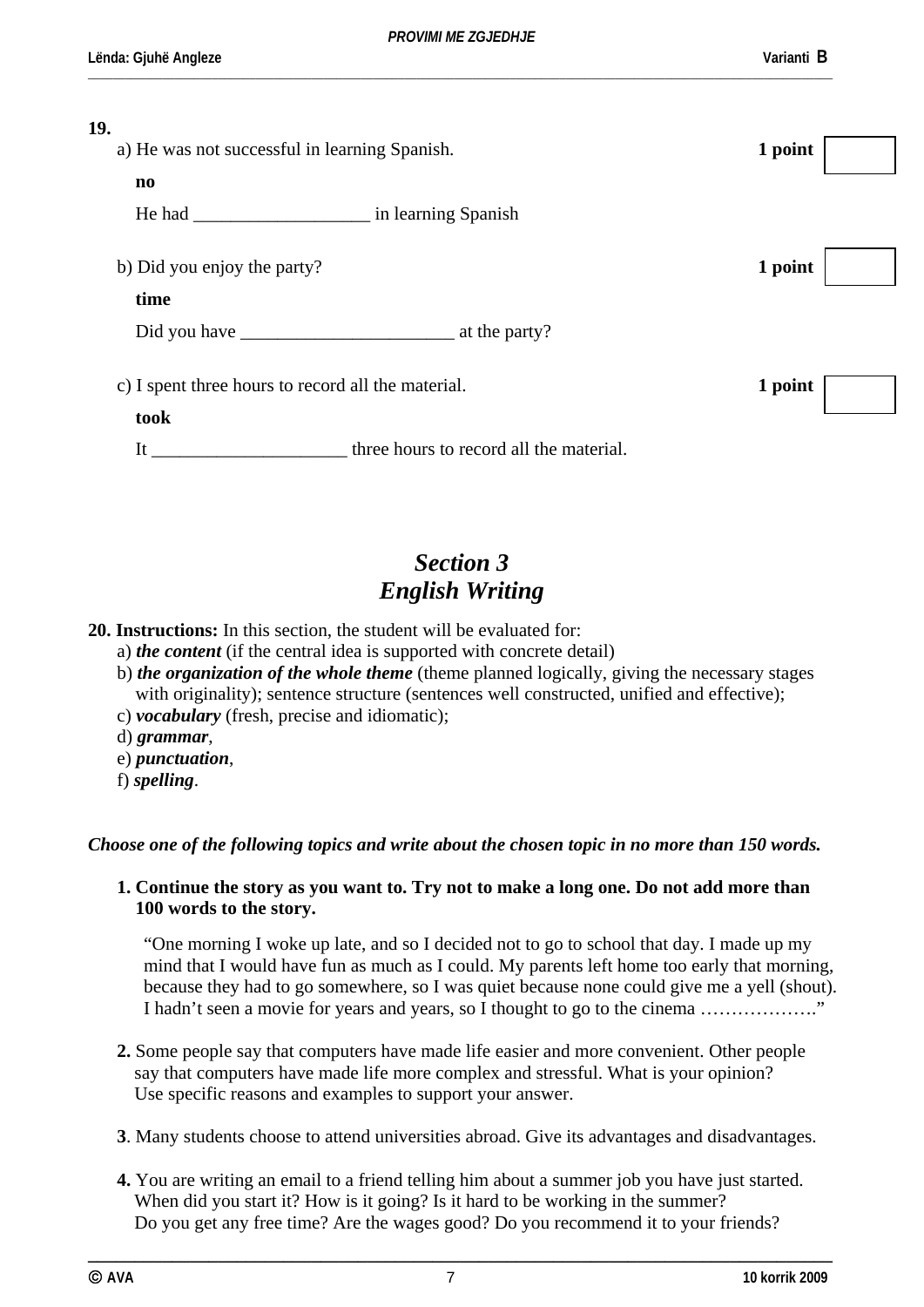**19.**

a) He was not successful in learning Spanish. **1 point**

**no**

He had ___________________ in learning Spanish

b) Did you enjoy the party? **1 point**

**time**

Did you have _______________________ at the party?

c) I spent three hours to record all the material. **1 point**

**took**

It _____________________ three hours to record all the material.

## *Section 3*
## *English Writing*

**20. Instructions:** In this section, the student will be evaluated for:

a) ***the content*** (if the central idea is supported with concrete detail)
b) ***the organization of the whole theme*** (theme planned logically, giving the necessary stages with originality); sentence structure (sentences well constructed, unified and effective);
c) ***vocabulary*** (fresh, precise and idiomatic);
d) ***grammar***,
e) ***punctuation***,
f) ***spelling***.

***Choose one of the following topics and write about the chosen topic in no more than 150 words.***

**1. Continue the story as you want to. Try not to make a long one. Do not add more than 100 words to the story.**

"One morning I woke up late, and so I decided not to go to school that day. I made up my mind that I would have fun as much as I could. My parents left home too early that morning, because they had to go somewhere, so I was quiet because none could give me a yell (shout). I hadn't seen a movie for years and years, so I thought to go to the cinema ………………."

**2.** Some people say that computers have made life easier and more convenient. Other people say that computers have made life more complex and stressful. What is your opinion? Use specific reasons and examples to support your answer.

**3**. Many students choose to attend universities abroad. Give its advantages and disadvantages.

**4.** You are writing an email to a friend telling him about a summer job you have just started. When did you start it? How is it going? Is it hard to be working in the summer? Do you get any free time? Are the wages good? Do you recommend it to your friends?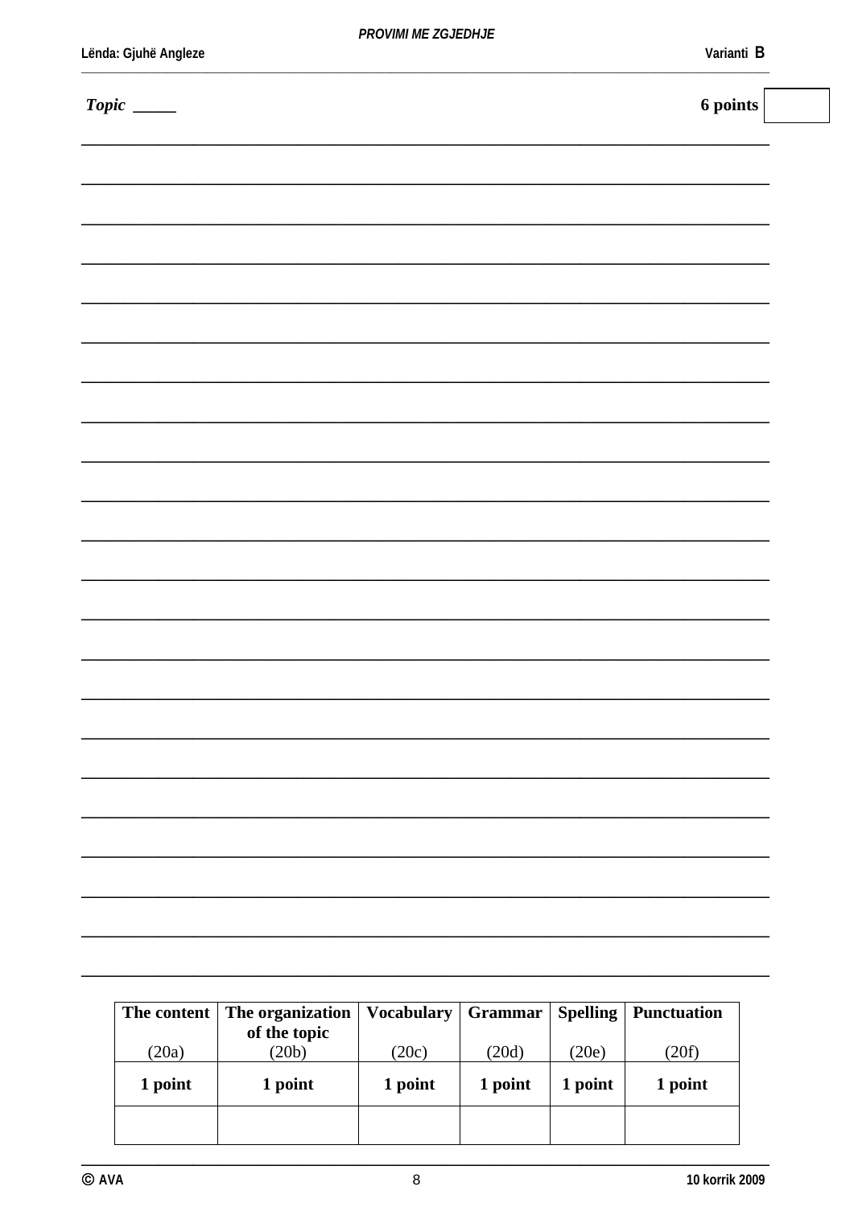*Topic* _____ **6 points**

| **The content** (20a) | **The organization of the topic** (20b) | **Vocabulary** (20c) | **Grammar** (20d) | **Spelling** (20e) | **Punctuation** (20f) |
|---|---|---|---|---|---|
| **1 point** | **1 point** | **1 point** | **1 point** | **1 point** | **1 point** |
| | | | | | |